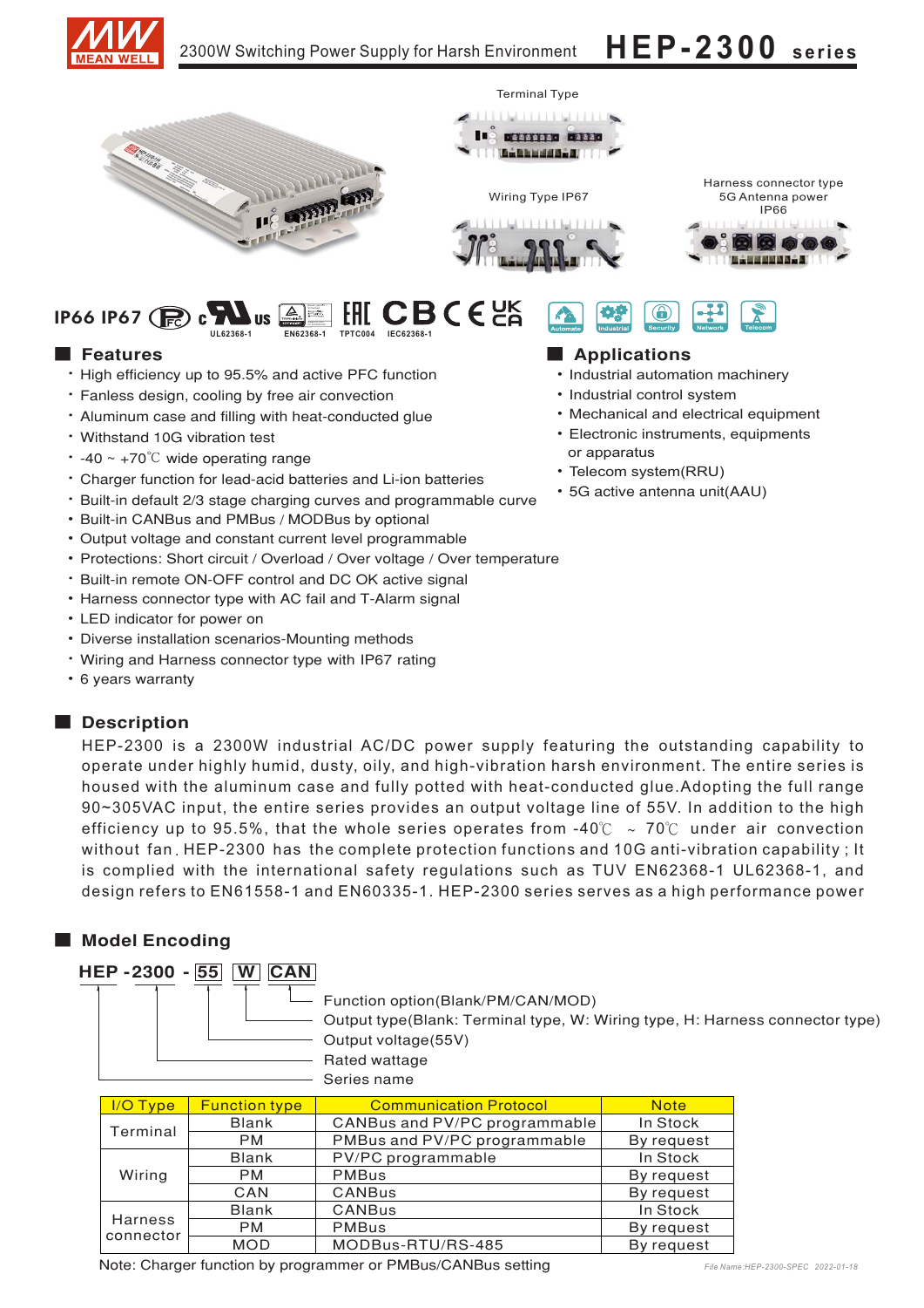# 2300W Switching Power Supply for Harsh Environment **HEP-2300 series**

Terminal Type

Wiring Type IP67

Harness connector type
5G Antenna power
IP66

IP66 IP67 UL62368-1 EN62368-1 TPTC004 IEC62368-1

## Features

- High efficiency up to 95.5% and active PFC function
- Fanless design, cooling by free air convection
- Aluminum case and filling with heat-conducted glue
- Withstand 10G vibration test
- -40 ~ +70℃ wide operating range
- Charger function for lead-acid batteries and Li-ion batteries
- Built-in default 2/3 stage charging curves and programmable curve
- Built-in CANBus and PMBus / MODBus by optional
- Output voltage and constant current level programmable
- Protections: Short circuit / Overload / Over voltage / Over temperature
- Built-in remote ON-OFF control and DC OK active signal
- Harness connector type with AC fail and T-Alarm signal
- LED indicator for power on
- Diverse installation scenarios-Mounting methods
- Wiring and Harness connector type with IP67 rating
- 6 years warranty

## Applications

- Industrial automation machinery
- Industrial control system
- Mechanical and electrical equipment
- Electronic instruments, equipments or apparatus
- Telecom system(RRU)
- 5G active antenna unit(AAU)

## Description

HEP-2300 is a 2300W industrial AC/DC power supply featuring the outstanding capability to operate under highly humid, dusty, oily, and high-vibration harsh environment. The entire series is housed with the aluminum case and fully potted with heat-conducted glue.Adopting the full range 90~305VAC input, the entire series provides an output voltage line of 55V. In addition to the high efficiency up to 95.5%, that the whole series operates from -40℃ ~ 70℃ under air convection without fan. HEP-2300 has the complete protection functions and 10G anti-vibration capability ; It is complied with the international safety regulations such as TUV EN62368-1 UL62368-1, and design refers to EN61558-1 and EN60335-1. HEP-2300 series serves as a high performance power

## Model Encoding

**HEP -2300 - 55 W CAN**

- CAN: Function option(Blank/PM/CAN/MOD)
- W: Output type(Blank: Terminal type, W: Wiring type, H: Harness connector type)
- 55: Output voltage(55V)
- 2300: Rated wattage
- HEP: Series name

| I/O Type | Function type | Communication Protocol | Note |
|---|---|---|---|
| Terminal | Blank | CANBus and PV/PC programmable | In Stock |
| | PM | PMBus and PV/PC programmable | By request |
| Wiring | Blank | PV/PC programmable | In Stock |
| | PM | PMBus | By request |
| | CAN | CANBus | By request |
| Harness connector | Blank | CANBus | In Stock |
| | PM | PMBus | By request |
| | MOD | MODBus-RTU/RS-485 | By request |

Note: Charger function by programmer or PMBus/CANBus setting

File Name:HEP-2300-SPEC 2022-01-18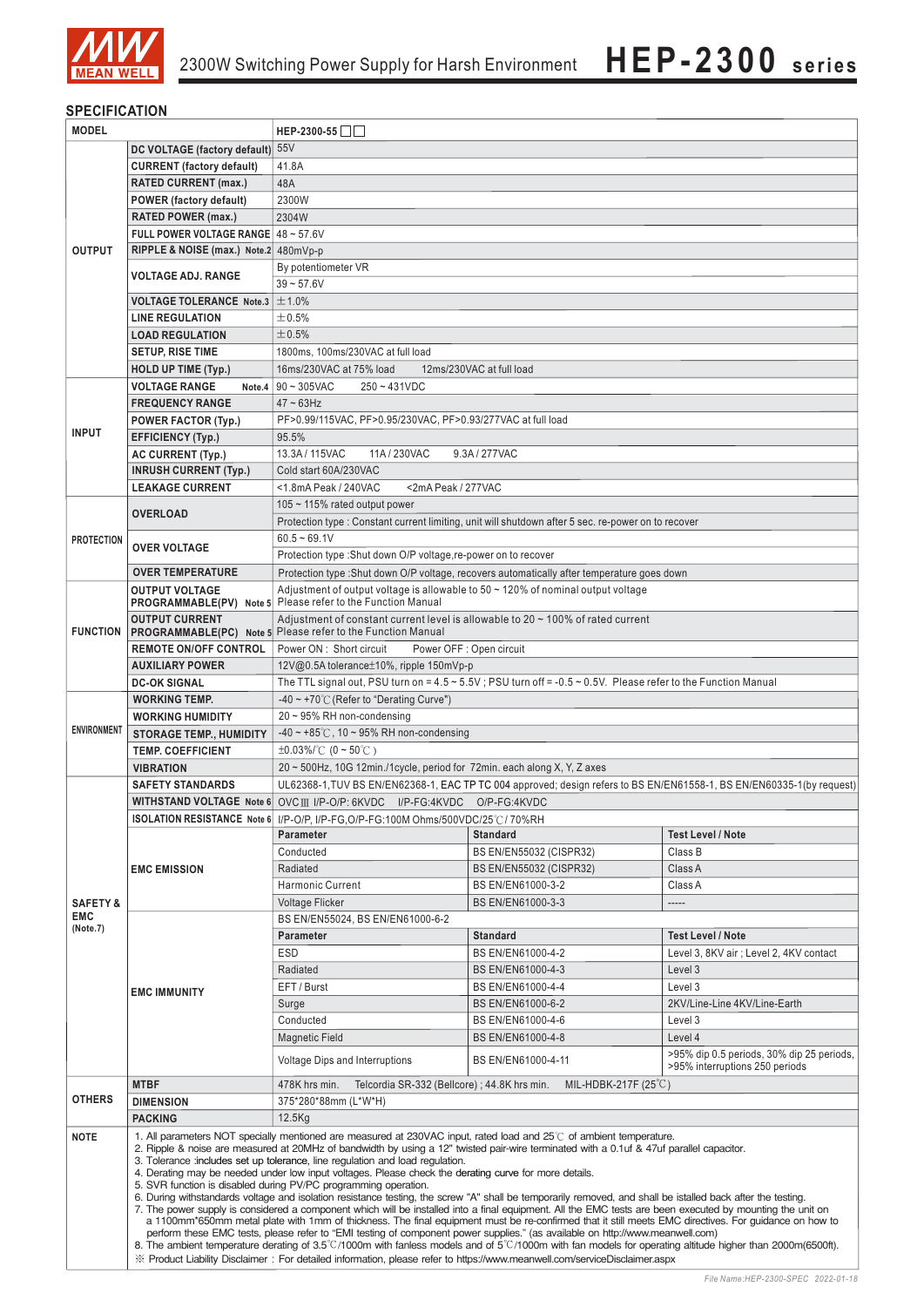## SPECIFICATION

| MODEL | | HEP-2300-55 □□ | | |
|---|---|---|---|---|
| OUTPUT | DC VOLTAGE (factory default) | 55V | | |
| | CURRENT (factory default) | 41.8A | | |
| | RATED CURRENT (max.) | 48A | | |
| | POWER (factory default) | 2300W | | |
| | RATED POWER (max.) | 2304W | | |
| | FULL POWER VOLTAGE RANGE | 48 ~ 57.6V | | |
| | RIPPLE & NOISE (max.) Note.2 | 480mVp-p | | |
| | VOLTAGE ADJ. RANGE | By potentiometer VR | | |
| | | 39 ~ 57.6V | | |
| | VOLTAGE TOLERANCE Note.3 | ±1.0% | | |
| | LINE REGULATION | ±0.5% | | |
| | LOAD REGULATION | ±0.5% | | |
| | SETUP, RISE TIME | 1800ms, 100ms/230VAC at full load | | |
| | HOLD UP TIME (Typ.) | 16ms/230VAC at 75% load 12ms/230VAC at full load | | |
| INPUT | VOLTAGE RANGE Note.4 | 90 ~ 305VAC 250 ~ 431VDC | | |
| | FREQUENCY RANGE | 47 ~ 63Hz | | |
| | POWER FACTOR (Typ.) | PF>0.99/115VAC, PF>0.95/230VAC, PF>0.93/277VAC at full load | | |
| | EFFICIENCY (Typ.) | 95.5% | | |
| | AC CURRENT (Typ.) | 13.3A / 115VAC 11A / 230VAC 9.3A / 277VAC | | |
| | INRUSH CURRENT (Typ.) | Cold start 60A/230VAC | | |
| | LEAKAGE CURRENT | <1.8mA Peak / 240VAC <2mA Peak / 277VAC | | |
| PROTECTION | OVERLOAD | 105 ~ 115% rated output power | | |
| | | Protection type : Constant current limiting, unit will shutdown after 5 sec. re-power on to recover | | |
| | OVER VOLTAGE | 60.5 ~ 69.1V | | |
| | | Protection type :Shut down O/P voltage,re-power on to recover | | |
| | OVER TEMPERATURE | Protection type :Shut down O/P voltage, recovers automatically after temperature goes down | | |
| FUNCTION | OUTPUT VOLTAGE PROGRAMMABLE(PV) Note 5 | Adjustment of output voltage is allowable to 50 ~ 120% of nominal output voltage. Please refer to the Function Manual | | |
| | OUTPUT CURRENT PROGRAMMABLE(PC) Note 5 | Adjustment of constant current level is allowable to 20 ~ 100% of rated current. Please refer to the Function Manual | | |
| | REMOTE ON/OFF CONTROL | Power ON : Short circuit Power OFF : Open circuit | | |
| | AUXILIARY POWER | 12V@0.5A tolerance±10%, ripple 150mVp-p | | |
| | DC-OK SIGNAL | The TTL signal out, PSU turn on = 4.5 ~ 5.5V ; PSU turn off = -0.5 ~ 0.5V. Please refer to the Function Manual | | |
| ENVIRONMENT | WORKING TEMP. | -40 ~ +70℃ (Refer to "Derating Curve") | | |
| | WORKING HUMIDITY | 20 ~ 95% RH non-condensing | | |
| | STORAGE TEMP., HUMIDITY | -40 ~ +85℃, 10 ~ 95% RH non-condensing | | |
| | TEMP. COEFFICIENT | ±0.03%/℃ (0 ~ 50℃) | | |
| | VIBRATION | 20 ~ 500Hz, 10G 12min./1cycle, period for 72min. each along X, Y, Z axes | | |
| SAFETY & EMC (Note.7) | SAFETY STANDARDS | UL62368-1,TUV BS EN/EN62368-1, EAC TP TC 004 approved; design refers to BS EN/EN61558-1, BS EN/EN60335-1(by request) | | |
| | WITHSTAND VOLTAGE Note 6 | OVC Ⅲ I/P-O/P: 6KVDC I/P-FG:4KVDC O/P-FG:4KVDC | | |
| | ISOLATION RESISTANCE Note 6 | I/P-O/P, I/P-FG,O/P-FG:100M Ohms/500VDC/25℃/ 70%RH | | |
| | EMC EMISSION | Parameter | Standard | Test Level / Note |
| | | Conducted | BS EN/EN55032 (CISPR32) | Class B |
| | | Radiated | BS EN/EN55032 (CISPR32) | Class A |
| | | Harmonic Current | BS EN/EN61000-3-2 | Class A |
| | | Voltage Flicker | BS EN/EN61000-3-3 | ----- |
| | EMC IMMUNITY | BS EN/EN55024, BS EN/EN61000-6-2 | | |
| | | Parameter | Standard | Test Level / Note |
| | | ESD | BS EN/EN61000-4-2 | Level 3, 8KV air ; Level 2, 4KV contact |
| | | Radiated | BS EN/EN61000-4-3 | Level 3 |
| | | EFT / Burst | BS EN/EN61000-4-4 | Level 3 |
| | | Surge | BS EN/EN61000-6-2 | 2KV/Line-Line 4KV/Line-Earth |
| | | Conducted | BS EN/EN61000-4-6 | Level 3 |
| | | Magnetic Field | BS EN/EN61000-4-8 | Level 4 |
| | | Voltage Dips and Interruptions | BS EN/EN61000-4-11 | >95% dip 0.5 periods, 30% dip 25 periods, >95% interruptions 250 periods |
| OTHERS | MTBF | 478K hrs min. Telcordia SR-332 (Bellcore) ; 44.8K hrs min. MIL-HDBK-217F (25℃) | | |
| | DIMENSION | 375*280*88mm (L*W*H) | | |
| | PACKING | 12.5Kg | | |

**NOTE**

1. All parameters NOT specially mentioned are measured at 230VAC input, rated load and 25℃ of ambient temperature.
2. Ripple & noise are measured at 20MHz of bandwidth by using a 12" twisted pair-wire terminated with a 0.1uf & 47uf parallel capacitor.
3. Tolerance :includes set up tolerance, line regulation and load regulation.
4. Derating may be needed under low input voltages. Please check the derating curve for more details.
5. SVR function is disabled during PV/PC programming operation.
6. During withstanding voltage and isolation resistance testing, the screw "A" shall be temporarily removed, and shall be istalled back after the testing.
7. The power supply is considered a component which will be installed into a final equipment. All the EMC tests are been executed by mounting the unit on a 1100mm*650mm metal plate with 1mm of thickness. The final equipment must be re-confirmed that it still meets EMC directives. For guidance on how to perform these EMC tests, please refer to "EMI testing of component power supplies." (as available on http://www.meanwell.com)
8. The ambient temperature derating of 3.5℃/1000m with fanless models and of 5℃/1000m with fan models for operating altitude higher than 2000m(6500ft).

※ Product Liability Disclaimer：For detailed information, please refer to https://www.meanwell.com/serviceDisclaimer.aspx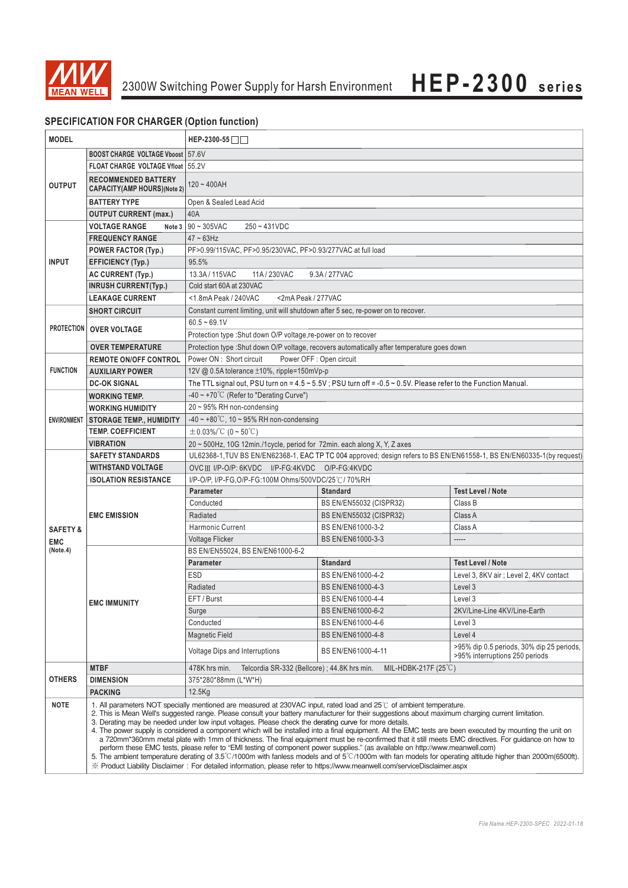## SPECIFICATION FOR CHARGER (Option function)

| MODEL | | HEP-2300-55□□ | | |
|---|---|---|---|---|
| OUTPUT | BOOST CHARGE VOLTAGE Vboost | 57.6V | | |
| | FLOAT CHARGE VOLTAGE Vfloat | 55.2V | | |
| | RECOMMENDED BATTERY CAPACITY(AMP HOURS)(Note 2) | 120 ~ 400AH | | |
| | BATTERY TYPE | Open & Sealed Lead Acid | | |
| | OUTPUT CURRENT (max.) | 40A | | |
| INPUT | VOLTAGE RANGE Note 3 | 90 ~ 305VAC 250 ~ 431VDC | | |
| | FREQUENCY RANGE | 47 ~ 63Hz | | |
| | POWER FACTOR (Typ.) | PF>0.99/115VAC, PF>0.95/230VAC, PF>0.93/277VAC at full load | | |
| | EFFICIENCY (Typ.) | 95.5% | | |
| | AC CURRENT (Typ.) | 13.3A / 115VAC 11A / 230VAC 9.3A / 277VAC | | |
| | INRUSH CURRENT(Typ.) | Cold start 60A at 230VAC | | |
| | LEAKAGE CURRENT | <1.8mA Peak / 240VAC <2mA Peak / 277VAC | | |
| PROTECTION | SHORT CIRCUIT | Constant current limiting, unit will shutdown after 5 sec, re-power on to recover. | | |
| | OVER VOLTAGE | 60.5 ~ 69.1V | | |
| | | Protection type :Shut down O/P voltage,re-power on to recover | | |
| | OVER TEMPERATURE | Protection type :Shut down O/P voltage, recovers automatically after temperature goes down | | |
| FUNCTION | REMOTE ON/OFF CONTROL | Power ON : Short circuit Power OFF : Open circuit | | |
| | AUXILIARY POWER | 12V @ 0.5A tolerance ±10%, ripple=150mVp-p | | |
| | DC-OK SIGNAL | The TTL signal out, PSU turn on = 4.5 ~ 5.5V ; PSU turn off = -0.5 ~ 0.5V. Please refer to the Function Manual. | | |
| ENVIRONMENT | WORKING TEMP. | -40 ~ +70℃ (Refer to "Derating Curve") | | |
| | WORKING HUMIDITY | 20 ~ 95% RH non-condensing | | |
| | STORAGE TEMP., HUMIDITY | -40 ~ +80℃, 10 ~ 95% RH non-condensing | | |
| | TEMP. COEFFICIENT | ±0.03%/℃ (0 ~ 50℃) | | |
| | VIBRATION | 20 ~ 500Hz, 10G 12min./1cycle, period for 72min. each along X, Y, Z axes | | |
| SAFETY & EMC (Note.4) | SAFETY STANDARDS | UL62368-1,TUV BS EN/EN62368-1, EAC TP TC 004 approved; design refers to BS EN/EN61558-1, BS EN/EN60335-1(by request) | | |
| | WITHSTAND VOLTAGE | OVC III I/P-O/P: 6KVDC I/P-FG:4KVDC O/P-FG:4KVDC | | |
| | ISOLATION RESISTANCE | I/P-O/P, I/P-FG,O/P-FG:100M Ohms/500VDC/25℃/ 70%RH | | |
| | EMC EMISSION | Parameter | Standard | Test Level / Note |
| | | Conducted | BS EN/EN55032 (CISPR32) | Class B |
| | | Radiated | BS EN/EN55032 (CISPR32) | Class A |
| | | Harmonic Current | BS EN/EN61000-3-2 | Class A |
| | | Voltage Flicker | BS EN/EN61000-3-3 | ----- |
| | EMC IMMUNITY | BS EN/EN55024, BS EN/EN61000-6-2 | | |
| | | Parameter | Standard | Test Level / Note |
| | | ESD | BS EN/EN61000-4-2 | Level 3, 8KV air ; Level 2, 4KV contact |
| | | Radiated | BS EN/EN61000-4-3 | Level 3 |
| | | EFT / Burst | BS EN/EN61000-4-4 | Level 3 |
| | | Surge | BS EN/EN61000-6-2 | 2KV/Line-Line 4KV/Line-Earth |
| | | Conducted | BS EN/EN61000-4-6 | Level 3 |
| | | Magnetic Field | BS EN/EN61000-4-8 | Level 4 |
| | | Voltage Dips and Interruptions | BS EN/EN61000-4-11 | >95% dip 0.5 periods, 30% dip 25 periods, >95% interruptions 250 periods |
| OTHERS | MTBF | 478K hrs min. Telcordia SR-332 (Bellcore) ; 44.8K hrs min. MIL-HDBK-217F (25℃) | | |
| | DIMENSION | 375*280*88mm (L*W*H) | | |
| | PACKING | 12.5Kg | | |

**NOTE**

1. All parameters NOT specially mentioned are measured at 230VAC input, rated load and 25℃ of ambient temperature.
2. This is Mean Well's suggested range. Please consult your battery manufacturer for their suggestions about maximum charging current limitation.
3. Derating may be needed under low input voltages. Please check the derating curve for more details.
4. The power supply is considered a component which will be installed into a final equipment. All the EMC tests are been executed by mounting the unit on a 720mm*360mm metal plate with 1mm of thickness. The final equipment must be re-confirmed that it still meets EMC directives. For guidance on how to perform these EMC tests, please refer to "EMI testing of component power supplies." (as available on http://www.meanwell.com)
5. The ambient temperature derating of 3.5℃/1000m with fanless models and of 5℃/1000m with fan models for operating altitude higher than 2000m(6500ft).

※ Product Liability Disclaimer : For detailed information, please refer to https://www.meanwell.com/serviceDisclaimer.aspx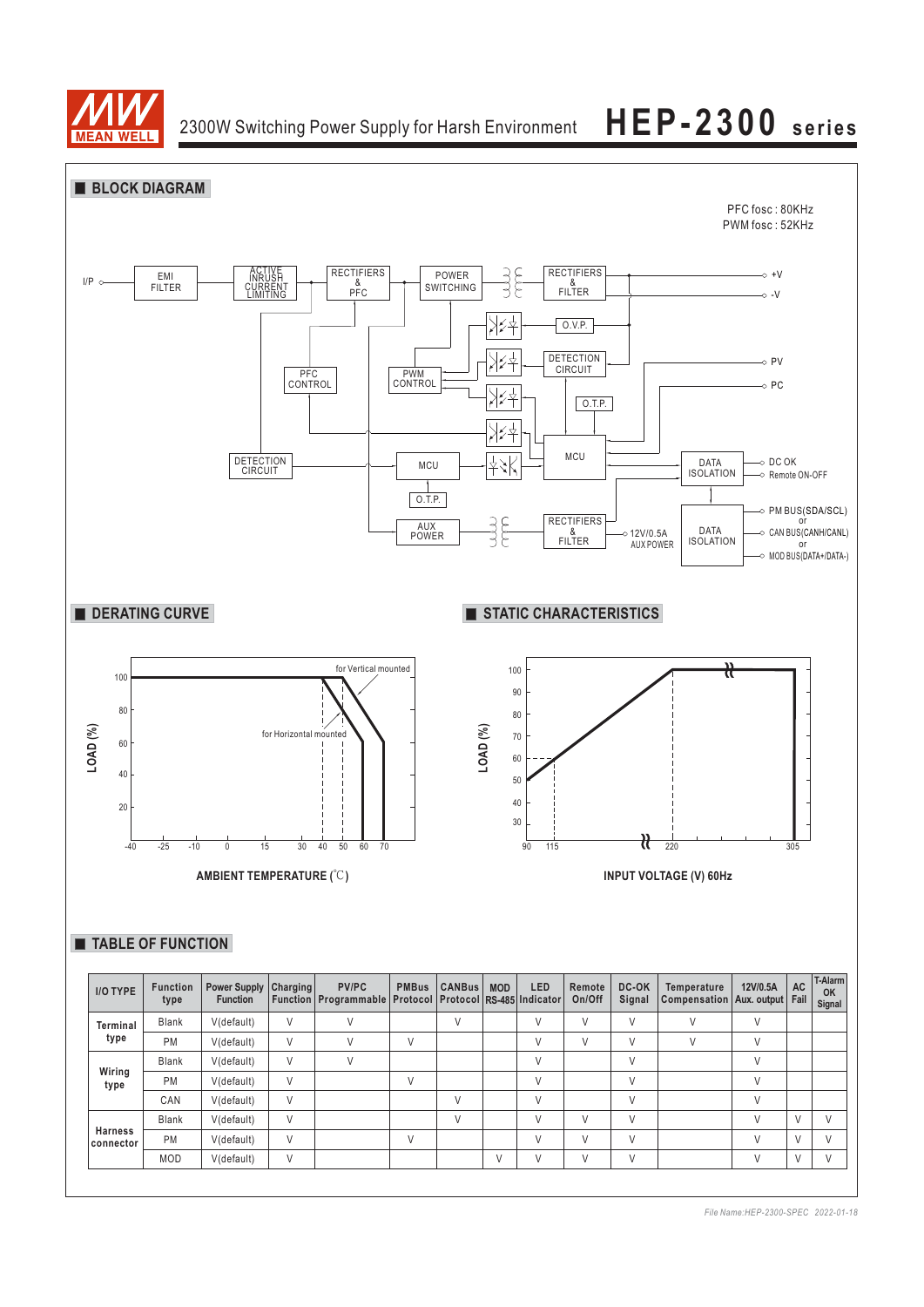## ■ BLOCK DIAGRAM

PFC fosc : 80KHz
PWM fosc : 52KHz

## ■ DERATING CURVE

LOAD (%)

AMBIENT TEMPERATURE (℃)

for Vertical mounted

for Horizontal mounted

## ■ STATIC CHARACTERISTICS

LOAD (%)

INPUT VOLTAGE (V) 60Hz

## ■ TABLE OF FUNCTION

| I/O TYPE | Function type | Power Supply Function | Charging Function | PV/PC Programmable | PMBus Protocol | CANBus Protocol | MOD RS-485 | LED Indicator | Remote On/Off | DC-OK Signal | Temperature Compensation | 12V/0.5A Aux. output | AC Fail | T-Alarm OK Signal |
|---|---|---|---|---|---|---|---|---|---|---|---|---|---|---|
| Terminal type | Blank | V(default) | V | V | | V | | V | V | V | V | V | | |
| | PM | V(default) | V | V | V | | | V | V | V | V | V | | |
| Wiring type | Blank | V(default) | V | V | | | | V | | V | | V | | |
| | PM | V(default) | V | | V | | | V | | V | | V | | |
| | CAN | V(default) | V | | | V | | V | | V | | V | | |
| Harness connector | Blank | V(default) | V | | | V | | V | V | V | | V | V | V |
| | PM | V(default) | V | | V | | | V | V | V | | V | V | V |
| | MOD | V(default) | V | | | | V | V | V | V | | V | V | V |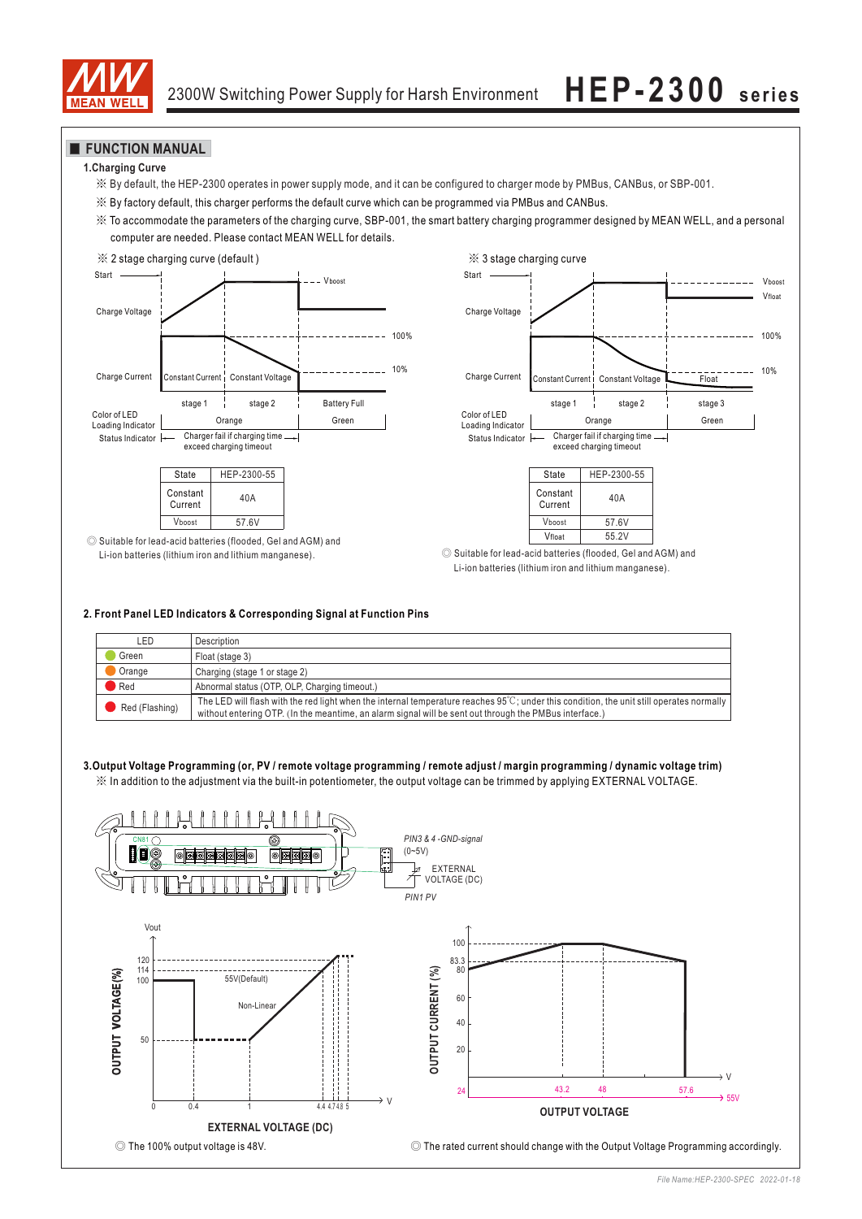## FUNCTION MANUAL

### 1.Charging Curve

※ By default, the HEP-2300 operates in power supply mode, and it can be configured to charger mode by PMBus, CANBus, or SBP-001.

※ By factory default, this charger performs the default curve which can be programmed via PMBus and CANBus.

※ To accommodate the parameters of the charging curve, SBP-001, the smart battery charging programmer designed by MEAN WELL, and a personal computer are needed. Please contact MEAN WELL for details.

※ 2 stage charging curve (default)

| State | HEP-2300-55 |
|---|---|
| Constant Current | 40A |
| $V_{boost}$ | 57.6V |

◎ Suitable for lead-acid batteries (flooded, Gel and AGM) and Li-ion batteries (lithium iron and lithium manganese).

※ 3 stage charging curve

| State | HEP-2300-55 |
|---|---|
| Constant Current | 40A |
| $V_{boost}$ | 57.6V |
| $V_{float}$ | 55.2V |

◎ Suitable for lead-acid batteries (flooded, Gel and AGM) and Li-ion batteries (lithium iron and lithium manganese).

### 2. Front Panel LED Indicators & Corresponding Signal at Function Pins

| LED | Description |
|---|---|
| Green | Float (stage 3) |
| Orange | Charging (stage 1 or stage 2) |
| Red | Abnormal status (OTP, OLP, Charging timeout.) |
| Red (Flashing) | The LED will flash with the red light when the internal temperature reaches 95℃; under this condition, the unit still operates normally without entering OTP. (In the meantime, an alarm signal will be sent out through the PMBus interface.) |

### 3.Output Voltage Programming (or, PV / remote voltage programming / remote adjust / margin programming / dynamic voltage trim)

※ In addition to the adjustment via the built-in potentiometer, the output voltage can be trimmed by applying EXTERNAL VOLTAGE.

◎ The 100% output voltage is 48V.

◎ The rated current should change with the Output Voltage Programming accordingly.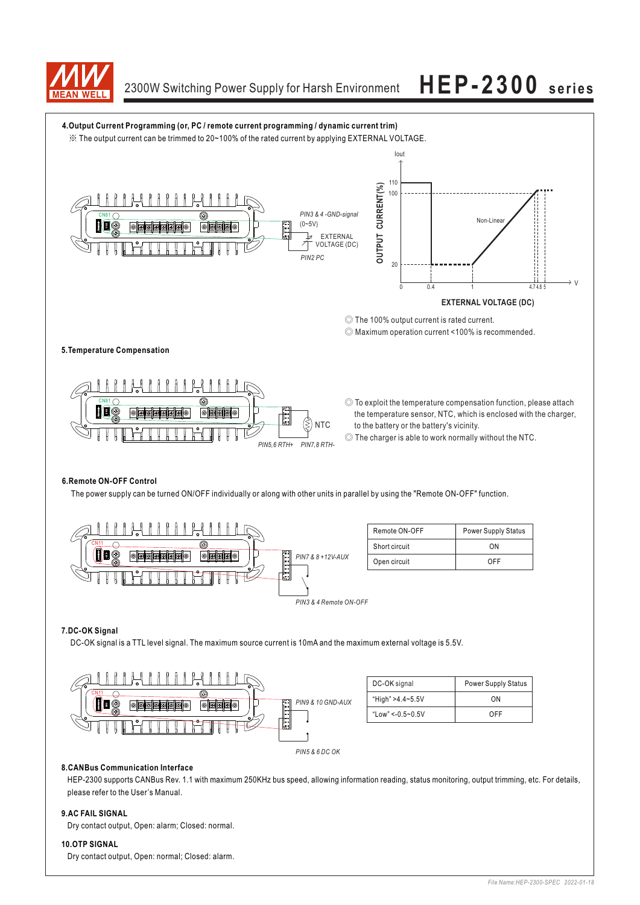### 4.Output Current Programming (or, PC / remote current programming / dynamic current trim)

※ The output current can be trimmed to 20~100% of the rated current by applying EXTERNAL VOLTAGE.

PIN3 & 4 -GND-signal (0~5V)

EXTERNAL VOLTAGE (DC)

PIN2 PC

◎ The 100% output current is rated current.

◎ Maximum operation current <100% is recommended.

### 5.Temperature Compensation

PIN5,6 RTH+ PIN7,8 RTH-

NTC

◎ To exploit the temperature compensation function, please attach the temperature sensor, NTC, which is enclosed with the charger, to the battery or the battery's vicinity.

◎ The charger is able to work normally without the NTC.

### 6.Remote ON-OFF Control

The power supply can be turned ON/OFF individually or along with other units in parallel by using the "Remote ON-OFF" function.

PIN7 & 8 +12V-AUX

PIN3 & 4 Remote ON-OFF

| Remote ON-OFF | Power Supply Status |
|---|---|
| Short circuit | ON |
| Open circuit | OFF |

### 7.DC-OK Signal

DC-OK signal is a TTL level signal. The maximum source current is 10mA and the maximum external voltage is 5.5V.

PIN9 & 10 GND-AUX

PIN5 & 6 DC OK

| DC-OK signal | Power Supply Status |
|---|---|
| "High" >4.4~5.5V | ON |
| "Low" <-0.5~0.5V | OFF |

### 8.CANBus Communication Interface

HEP-2300 supports CANBus Rev. 1.1 with maximum 250KHz bus speed, allowing information reading, status monitoring, output trimming, etc. For details, please refer to the User's Manual.

### 9.AC FAIL SIGNAL

Dry contact output, Open: alarm; Closed: normal.

### 10.OTP SIGNAL

Dry contact output, Open: normal; Closed: alarm.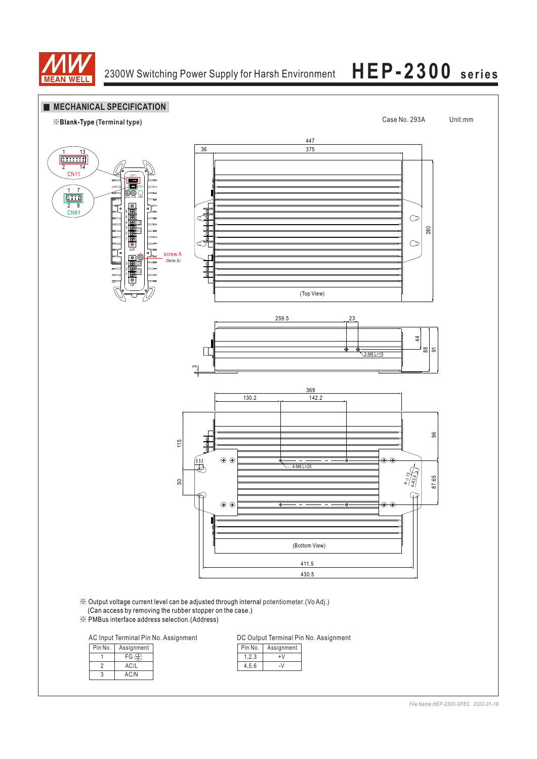## MECHANICAL SPECIFICATION

※**Blank-Type (Terminal type)**

Case No. 293A　　Unit:mm

※ Output voltage current level can be adjusted through internal potentiometer.(Vo Adj.)
(Can access by removing the rubber stopper on the case.)
※ PMBus interface address selection.(Address)

AC Input Terminal Pin No. Assignment

| Pin No. | Assignment |
|---|---|
| 1 | FG ⏚ |
| 2 | AC/L |
| 3 | AC/N |

DC Output Terminal Pin No. Assignment

| Pin No. | Assignment |
|---|---|
| 1,2,3 | +V |
| 4,5,6 | -V |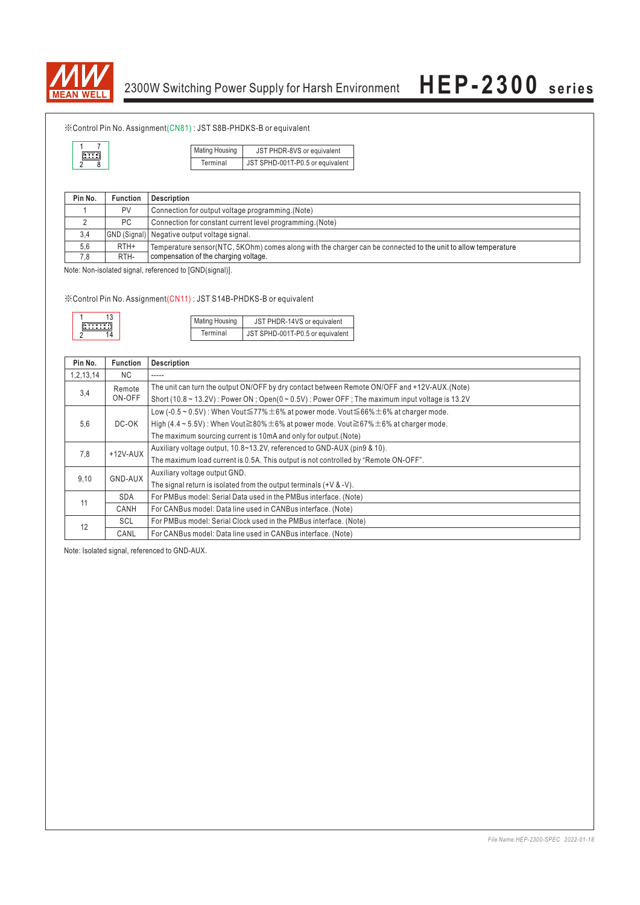※Control Pin No. Assignment(CN81) : JST S8B-PHDKS-B or equivalent

| Mating Housing | JST PHDR-8VS or equivalent |
|---|---|
| Terminal | JST SPHD-001T-P0.5 or equivalent |

| Pin No. | Function | Description |
|---|---|---|
| 1 | PV | Connection for output voltage programming.(Note) |
| 2 | PC | Connection for constant current level programming.(Note) |
| 3,4 | GND (Signal) | Negative output voltage signal. |
| 5,6 | RTH+ | Temperature sensor(NTC, 5KOhm) comes along with the charger can be connected to the unit to allow temperature compensation of the charging voltage. |
| 7,8 | RTH- | |

Note: Non-isolated signal, referenced to [GND(signal)].

※Control Pin No. Assignment(CN11) : JST S14B-PHDKS-B or equivalent

| Mating Housing | JST PHDR-14VS or equivalent |
|---|---|
| Terminal | JST SPHD-001T-P0.5 or equivalent |

| Pin No. | Function | Description |
|---|---|---|
| 1,2,13,14 | NC | ----- |
| 3,4 | Remote ON-OFF | The unit can turn the output ON/OFF by dry contact between Remote ON/OFF and +12V-AUX.(Note)<br>Short (10.8 ~ 13.2V) : Power ON ; Open(0 ~ 0.5V) : Power OFF ; The maximum input voltage is 13.2V |
| 5,6 | DC-OK | Low (-0.5 ~ 0.5V) : When Vout≦77%±6% at power mode. Vout≦66%±6% at charger mode.<br>High (4.4 ~ 5.5V) : When Vout≧80%±6% at power mode. Vout≧67%±6% at charger mode.<br>The maximum sourcing current is 10mA and only for output.(Note) |
| 7,8 | +12V-AUX | Auxiliary voltage output, 10.8~13.2V, referenced to GND-AUX (pin9 & 10).<br>The maximum load current is 0.5A. This output is not controlled by "Remote ON-OFF". |
| 9,10 | GND-AUX | Auxiliary voltage output GND.<br>The signal return is isolated from the output terminals (+V & -V). |
| 11 | SDA | For PMBus model: Serial Data used in the PMBus interface. (Note) |
| | CANH | For CANBus model: Data line used in CANBus interface. (Note) |
| 12 | SCL | For PMBus model: Serial Clock used in the PMBus interface. (Note) |
| | CANL | For CANBus model: Data line used in CANBus interface. (Note) |

Note: Isolated signal, referenced to GND-AUX.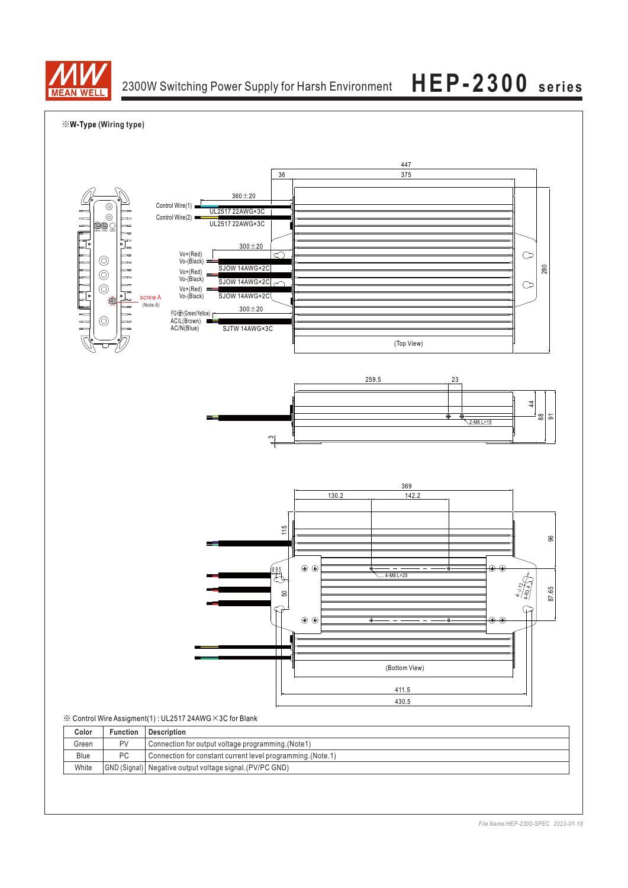※**W-Type (Wiring type)**

Control Wire(1) — 360±20 — UL2517 22AWG×3C

Control Wire(2) — UL2517 22AWG×3C

300±20

Vo+(Red) Vo-(Black) — SJOW 14AWG×2C

Vo+(Red) Vo-(Black) — SJOW 14AWG×2C

Vo+(Red) Vo-(Black) — SJOW 14AWG×2C

screw A (Note.6)

300±20

FG⏚(Green/Yellow) AC/L(Brown) AC/N(Blue) — SJTW 14AWG×3C

447, 36, 375, 280

(Top View)

259.5, 23, 44, 88, 91, 3

2-M6 L=15

369, 130.2, 142.2, 115, 96, 8.9.5, 50, 87.65

4-M6 L=25

4-φ13, 4-R3.4

(Bottom View)

411.5

430.5

※ Control Wire Assigment(1) : UL2517 24AWG×3C for Blank

| Color | Function | Description |
|---|---|---|
| Green | PV | Connection for output voltage programming.(Note1) |
| Blue | PC | Connection for constant current level programming.(Note.1) |
| White | GND (Signal) | Negative output voltage signal.(PV/PC GND) |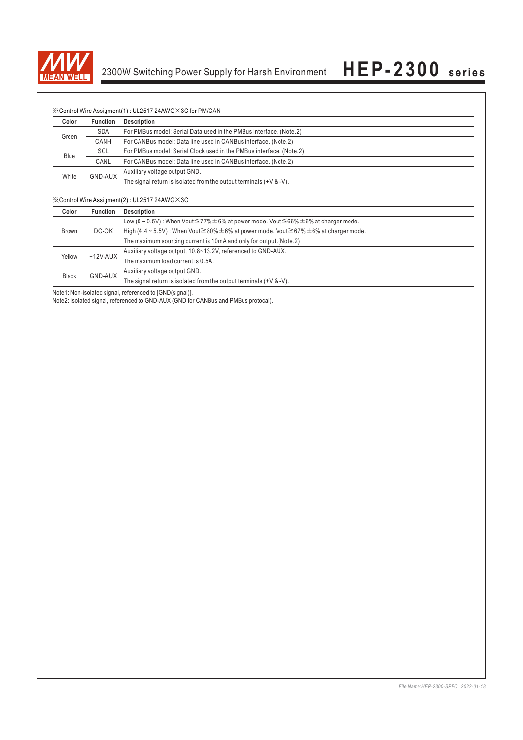※Control Wire Assigment(1) : UL2517 24AWG×3C for PM/CAN

| Color | Function | Description |
|---|---|---|
| Green | SDA | For PMBus model: Serial Data used in the PMBus interface. (Note.2) |
| | CANH | For CANBus model: Data line used in CANBus interface. (Note.2) |
| Blue | SCL | For PMBus model: Serial Clock used in the PMBus interface. (Note.2) |
| | CANL | For CANBus model: Data line used in CANBus interface. (Note.2) |
| White | GND-AUX | Auxiliary voltage output GND.<br>The signal return is isolated from the output terminals (+V & -V). |

※Control Wire Assigment(2) : UL2517 24AWG×3C

| Color | Function | Description |
|---|---|---|
| Brown | DC-OK | Low (0 ~ 0.5V) : When Vout≦77%±6% at power mode. Vout≦66%±6% at charger mode.<br>High (4.4 ~ 5.5V) : When Vout≧80%±6% at power mode. Vout≧67%±6% at charger mode.<br>The maximum sourcing current is 10mA and only for output.(Note.2) |
| Yellow | +12V-AUX | Auxiliary voltage output, 10.8~13.2V, referenced to GND-AUX.<br>The maximum load current is 0.5A. |
| Black | GND-AUX | Auxiliary voltage output GND.<br>The signal return is isolated from the output terminals (+V & -V). |

Note1: Non-isolated signal, referenced to [GND(signal)].

Note2: Isolated signal, referenced to GND-AUX (GND for CANBus and PMBus protocal).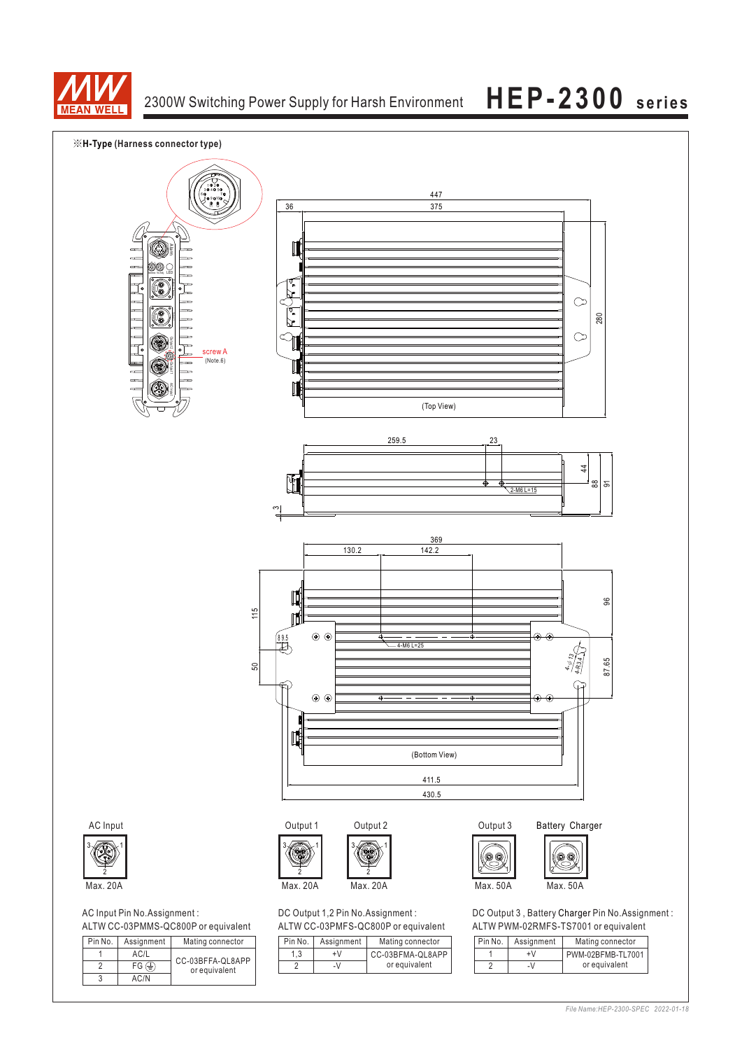※**H-Type (Harness connector type)**

screw A (Note.6)

(Top View)

(Bottom View)

AC Input

Max. 20A

Output 1

Max. 20A

Output 2

Max. 20A

Output 3

Max. 50A

Battery Charger

Max. 50A

AC Input Pin No.Assignment :
ALTW CC-03PMMS-QC800P or equivalent

| Pin No. | Assignment | Mating connector |
|---|---|---|
| 1 | AC/L | CC-03BFFA-QL8APP or equivalent |
| 2 | FG ⏚ | |
| 3 | AC/N | |

DC Output 1,2 Pin No.Assignment :
ALTW CC-03PMFS-QC800P or equivalent

| Pin No. | Assignment | Mating connector |
|---|---|---|
| 1,3 | +V | CC-03BFMA-QL8APP or equivalent |
| 2 | -V | |

DC Output 3 , Battery Charger Pin No.Assignment :
ALTW PWM-02RMFS-TS7001 or equivalent

| Pin No. | Assignment | Mating connector |
|---|---|---|
| 1 | +V | PWM-02BFMB-TL7001 or equivalent |
| 2 | -V | |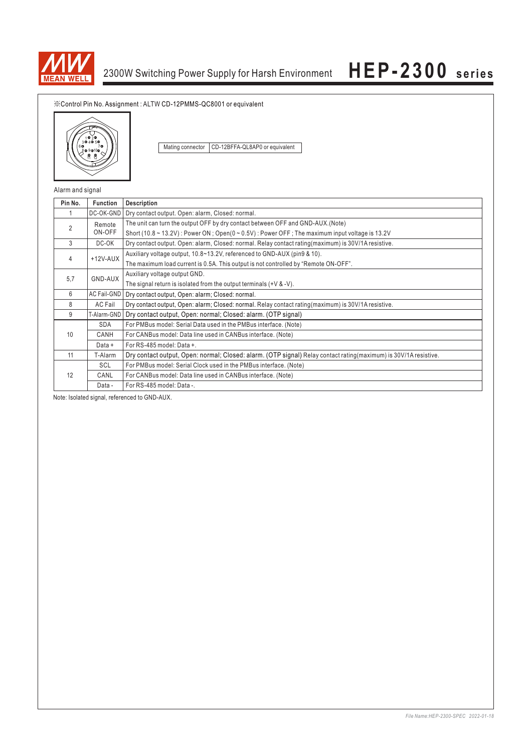※Control Pin No. Assignment : ALTW CD-12PMMS-QC8001 or equivalent

| Mating connector | CD-12BFFA-QL8AP0 or equivalent |
|---|---|

Alarm and signal

| Pin No. | Function | Description |
|---|---|---|
| 1 | DC-OK-GND | Dry contact output. Open: alarm, Closed: normal. |
| 2 | Remote ON-OFF | The unit can turn the output OFF by dry contact between OFF and GND-AUX.(Note)<br>Short (10.8 ~ 13.2V) : Power ON ; Open(0 ~ 0.5V) : Power OFF ; The maximum input voltage is 13.2V |
| 3 | DC-OK | Dry contact output. Open: alarm, Closed: normal. Relay contact rating(maximum) is 30V/1A resistive. |
| 4 | +12V-AUX | Auxiliary voltage output, 10.8~13.2V, referenced to GND-AUX (pin9 & 10).<br>The maximum load current is 0.5A. This output is not controlled by "Remote ON-OFF". |
| 5,7 | GND-AUX | Auxiliary voltage output GND.<br>The signal return is isolated from the output terminals (+V & -V). |
| 6 | AC Fail-GND | Dry contact output, Open: alarm; Closed: normal. |
| 8 | AC Fail | Dry contact output, Open: alarm; Closed: normal. Relay contact rating(maximum) is 30V/1A resistive. |
| 9 | T-Alarm-GND | Dry contact output, Open: normal; Closed: alarm. (OTP signal) |
| 10 | SDA | For PMBus model: Serial Data used in the PMBus interface. (Note) |
| | CANH | For CANBus model: Data line used in CANBus interface. (Note) |
| | Data + | For RS-485 model: Data +. |
| 11 | T-Alarm | Dry contact output, Open: normal; Closed: alarm. (OTP signal) Relay contact rating(maximum) is 30V/1A resistive. |
| 12 | SCL | For PMBus model: Serial Clock used in the PMBus interface. (Note) |
| | CANL | For CANBus model: Data line used in CANBus interface. (Note) |
| | Data - | For RS-485 model: Data -. |

Note: Isolated signal, referenced to GND-AUX.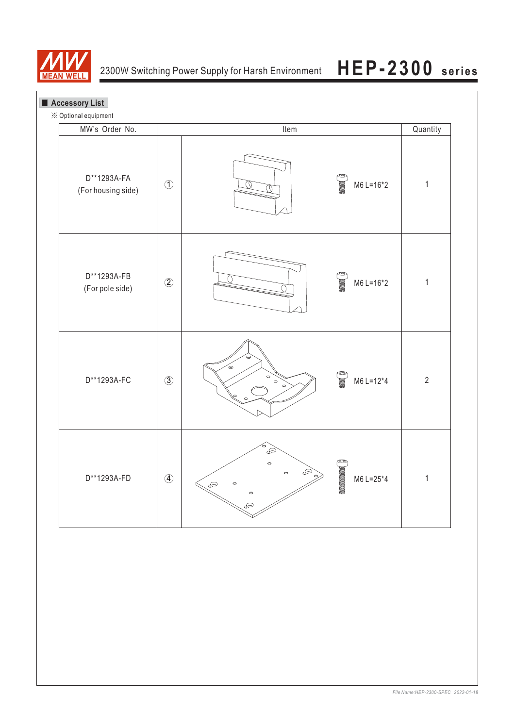## Accessory List

※ Optional equipment

| MW's Order No. | Item | | Quantity |
|---|---|---|---|
| D**1293A-FA (For housing side) | ① | M6 L=16*2 | 1 |
| D**1293A-FB (For pole side) | ② | M6 L=16*2 | 1 |
| D**1293A-FC | ③ | M6 L=12*4 | 2 |
| D**1293A-FD | ④ | M6 L=25*4 | 1 |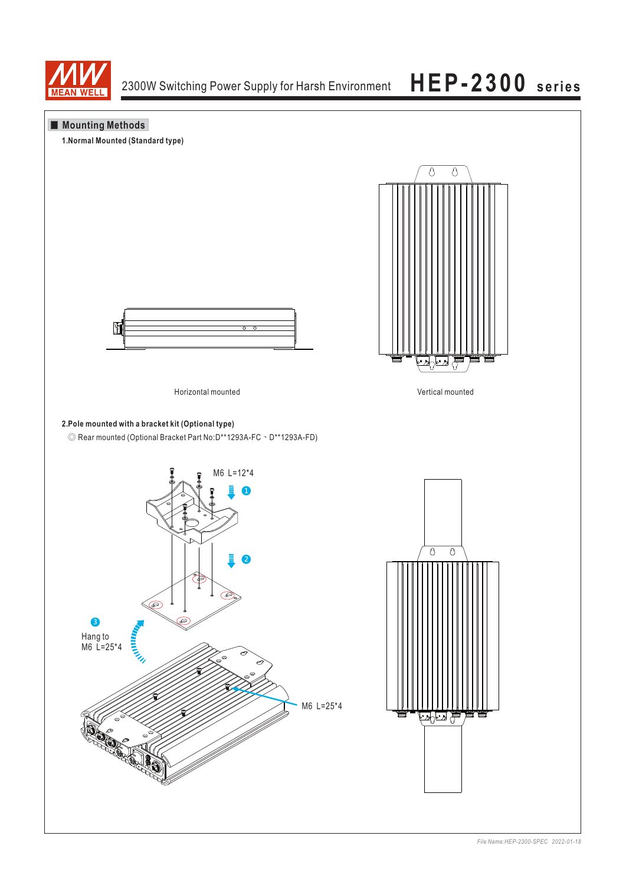## Mounting Methods

**1.Normal Mounted (Standard type)**

Horizontal mounted

Vertical mounted

**2.Pole mounted with a bracket kit (Optional type)**

◎ Rear mounted (Optional Bracket Part No:D**1293A-FC、D**1293A-FD)

M6 L=12*4

1

2

3

Hang to
M6 L=25*4

M6 L=25*4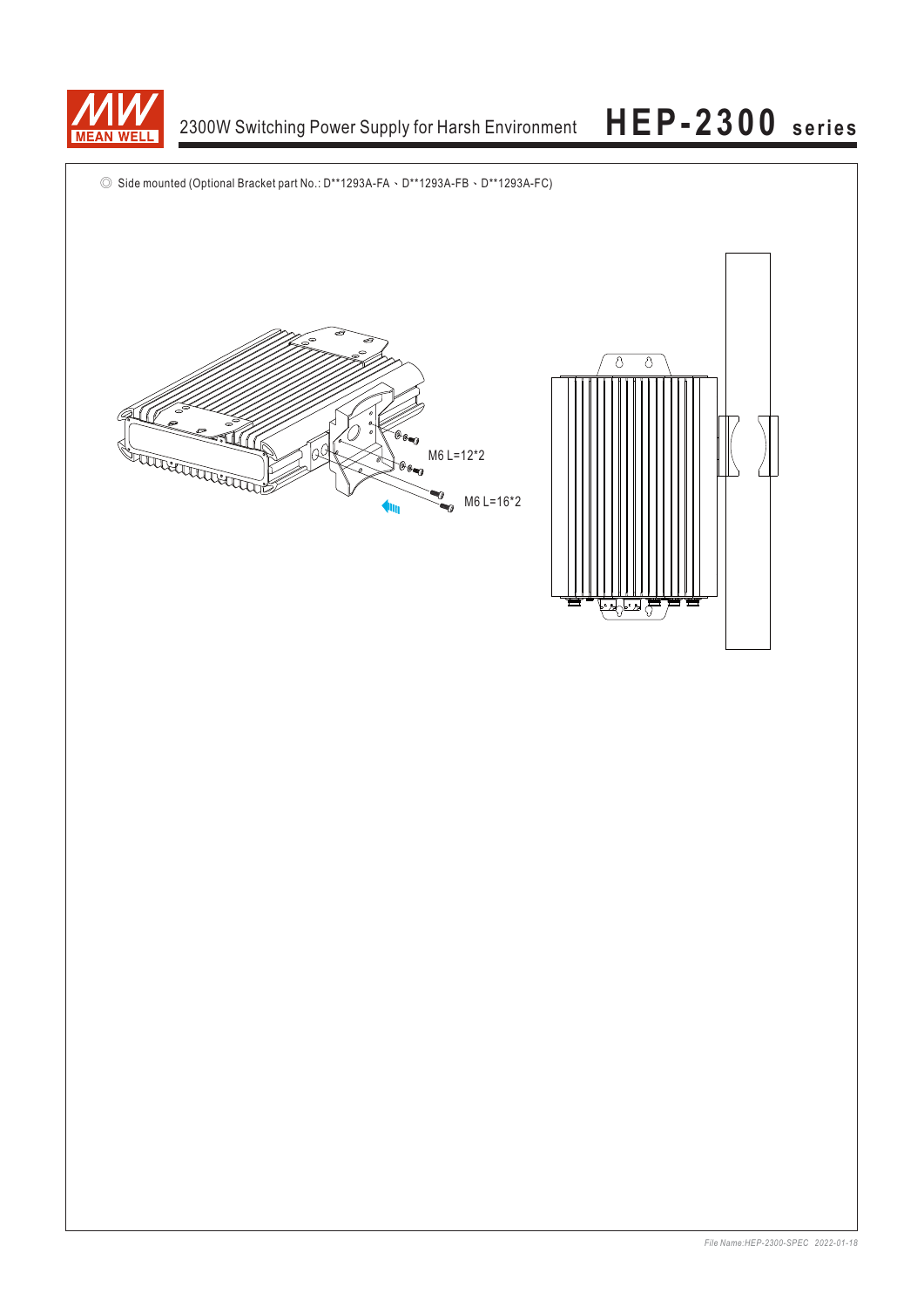◎ Side mounted (Optional Bracket part No.: D**1293A-FA、D**1293A-FB、D**1293A-FC)

M6 L=12*2

M6 L=16*2